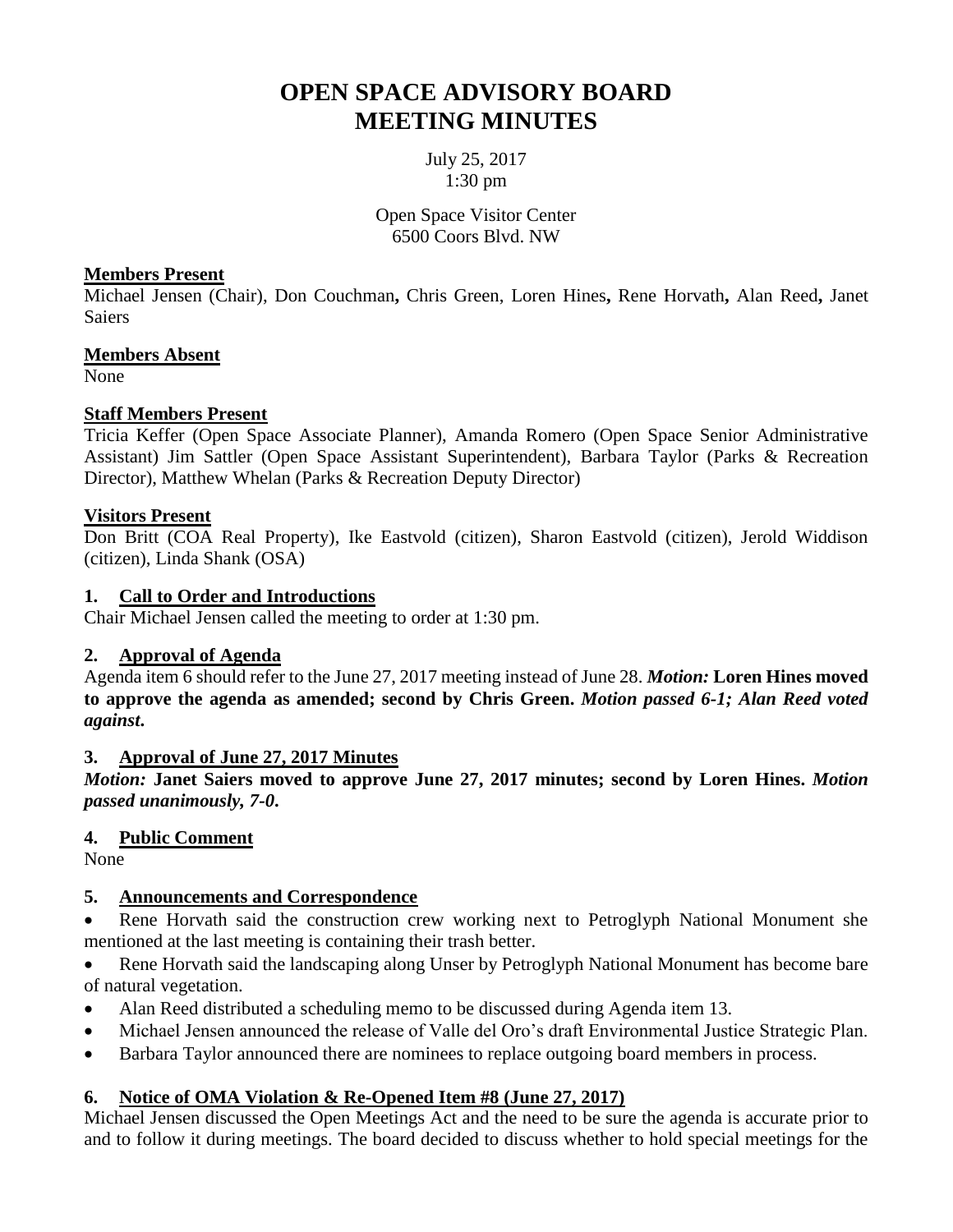// no page headers
# OPEN SPACE ADVISORY BOARD MEETING MINUTES

July 25, 2017
1:30 pm

Open Space Visitor Center
6500 Coors Blvd. NW

**Members Present**
Michael Jensen (Chair), Don Couchman**,** Chris Green, Loren Hines**,** Rene Horvath**,** Alan Reed**,** Janet Saiers

**Members Absent**
None

**Staff Members Present**
Tricia Keffer (Open Space Associate Planner), Amanda Romero (Open Space Senior Administrative Assistant) Jim Sattler (Open Space Assistant Superintendent), Barbara Taylor (Parks & Recreation Director), Matthew Whelan (Parks & Recreation Deputy Director)

**Visitors Present**
Don Britt (COA Real Property), Ike Eastvold (citizen), Sharon Eastvold (citizen), Jerold Widdison (citizen), Linda Shank (OSA)

## 1. Call to Order and Introductions

Chair Michael Jensen called the meeting to order at 1:30 pm.

## 2. Approval of Agenda

Agenda item 6 should refer to the June 27, 2017 meeting instead of June 28. ***Motion:* Loren Hines moved to approve the agenda as amended; second by Chris Green.** ***Motion passed 6-1; Alan Reed voted against.***

## 3. Approval of June 27, 2017 Minutes

***Motion:* Janet Saiers moved to approve June 27, 2017 minutes; second by Loren Hines.** ***Motion passed unanimously, 7-0.***

## 4. Public Comment

None

## 5. Announcements and Correspondence

- Rene Horvath said the construction crew working next to Petroglyph National Monument she mentioned at the last meeting is containing their trash better.
- Rene Horvath said the landscaping along Unser by Petroglyph National Monument has become bare of natural vegetation.
- Alan Reed distributed a scheduling memo to be discussed during Agenda item 13.
- Michael Jensen announced the release of Valle del Oro's draft Environmental Justice Strategic Plan.
- Barbara Taylor announced there are nominees to replace outgoing board members in process.

## 6. Notice of OMA Violation & Re-Opened Item #8 (June 27, 2017)

Michael Jensen discussed the Open Meetings Act and the need to be sure the agenda is accurate prior to and to follow it during meetings. The board decided to discuss whether to hold special meetings for the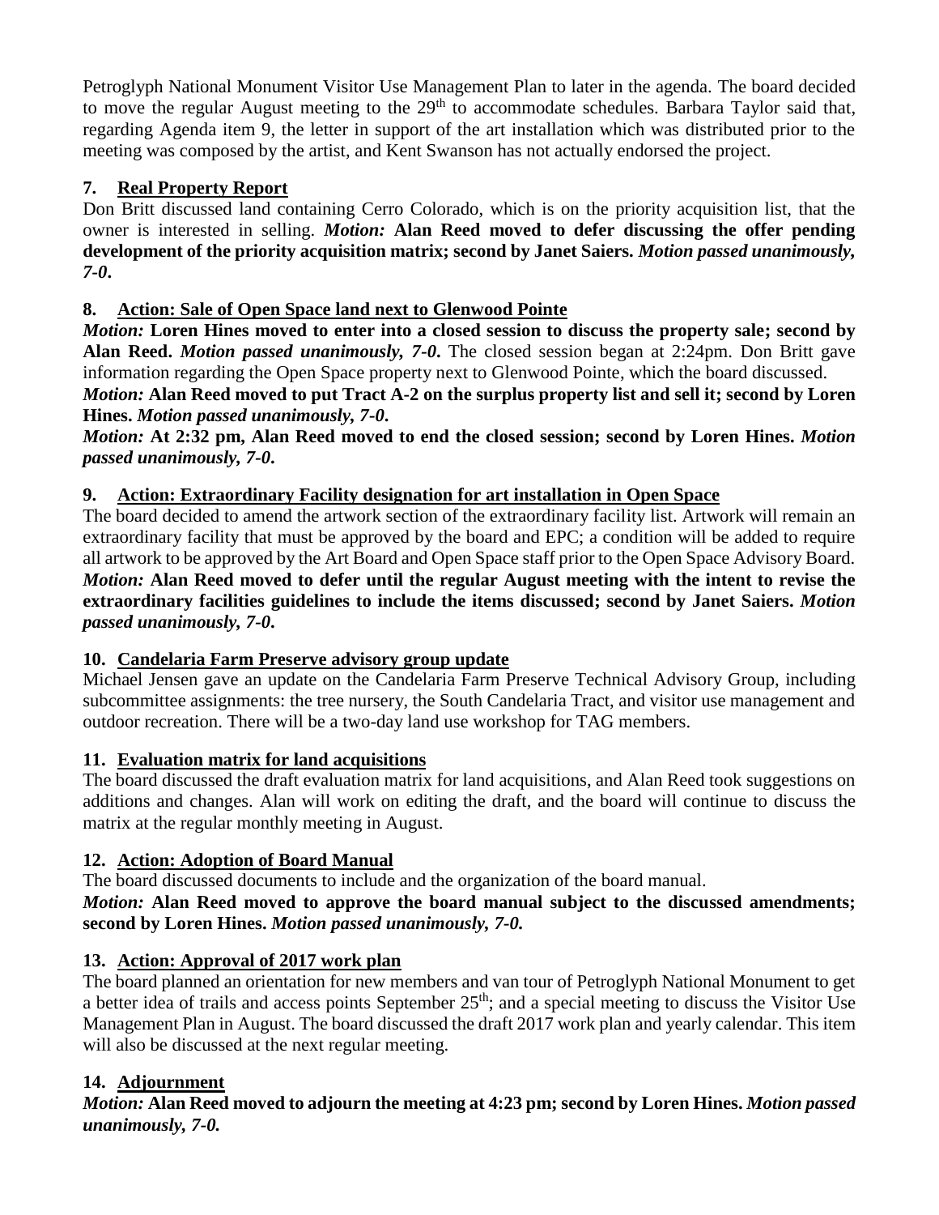Petroglyph National Monument Visitor Use Management Plan to later in the agenda. The board decided to move the regular August meeting to the 29th to accommodate schedules. Barbara Taylor said that, regarding Agenda item 9, the letter in support of the art installation which was distributed prior to the meeting was composed by the artist, and Kent Swanson has not actually endorsed the project.

**7. Real Property Report**

Don Britt discussed land containing Cerro Colorado, which is on the priority acquisition list, that the owner is interested in selling. ***Motion:*** **Alan Reed moved to defer discussing the offer pending development of the priority acquisition matrix; second by Janet Saiers.** ***Motion passed unanimously, 7-0.***

**8. Action: Sale of Open Space land next to Glenwood Pointe**

***Motion:*** **Loren Hines moved to enter into a closed session to discuss the property sale; second by Alan Reed.** ***Motion passed unanimously, 7-0.*** The closed session began at 2:24pm. Don Britt gave information regarding the Open Space property next to Glenwood Pointe, which the board discussed.

***Motion:*** **Alan Reed moved to put Tract A-2 on the surplus property list and sell it; second by Loren Hines.** ***Motion passed unanimously, 7-0.***

***Motion:*** **At 2:32 pm, Alan Reed moved to end the closed session; second by Loren Hines.** ***Motion passed unanimously, 7-0.***

**9. Action: Extraordinary Facility designation for art installation in Open Space**

The board decided to amend the artwork section of the extraordinary facility list. Artwork will remain an extraordinary facility that must be approved by the board and EPC; a condition will be added to require all artwork to be approved by the Art Board and Open Space staff prior to the Open Space Advisory Board. ***Motion:*** **Alan Reed moved to defer until the regular August meeting with the intent to revise the extraordinary facilities guidelines to include the items discussed; second by Janet Saiers.** ***Motion passed unanimously, 7-0.***

**10. Candelaria Farm Preserve advisory group update**

Michael Jensen gave an update on the Candelaria Farm Preserve Technical Advisory Group, including subcommittee assignments: the tree nursery, the South Candelaria Tract, and visitor use management and outdoor recreation. There will be a two-day land use workshop for TAG members.

**11. Evaluation matrix for land acquisitions**

The board discussed the draft evaluation matrix for land acquisitions, and Alan Reed took suggestions on additions and changes. Alan will work on editing the draft, and the board will continue to discuss the matrix at the regular monthly meeting in August.

**12. Action: Adoption of Board Manual**

The board discussed documents to include and the organization of the board manual.

***Motion:*** **Alan Reed moved to approve the board manual subject to the discussed amendments; second by Loren Hines.** ***Motion passed unanimously, 7-0.***

**13. Action: Approval of 2017 work plan**

The board planned an orientation for new members and van tour of Petroglyph National Monument to get a better idea of trails and access points September 25th; and a special meeting to discuss the Visitor Use Management Plan in August. The board discussed the draft 2017 work plan and yearly calendar. This item will also be discussed at the next regular meeting.

**14. Adjournment**

***Motion:*** **Alan Reed moved to adjourn the meeting at 4:23 pm; second by Loren Hines.** ***Motion passed unanimously, 7-0.***